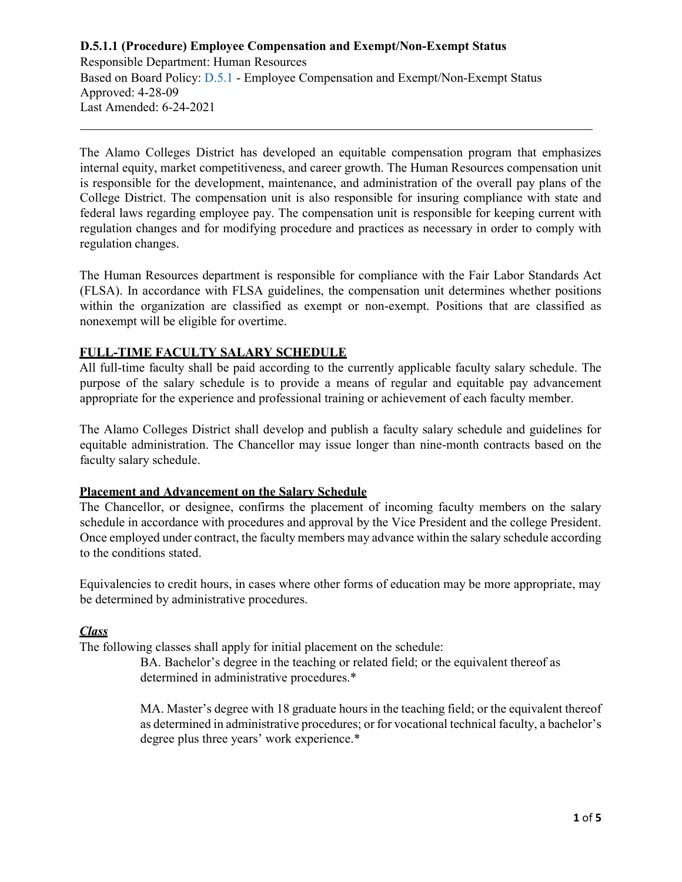**D.5.1.1 (Procedure) Employee Compensation and Exempt/Non-Exempt Status**

Responsible Department: Human Resources
Based on Board Policy: D.5.1 - Employee Compensation and Exempt/Non-Exempt Status
Approved: 4-28-09
Last Amended: 6-24-2021

---

The Alamo Colleges District has developed an equitable compensation program that emphasizes internal equity, market competitiveness, and career growth. The Human Resources compensation unit is responsible for the development, maintenance, and administration of the overall pay plans of the College District. The compensation unit is also responsible for insuring compliance with state and federal laws regarding employee pay. The compensation unit is responsible for keeping current with regulation changes and for modifying procedure and practices as necessary in order to comply with regulation changes.

The Human Resources department is responsible for compliance with the Fair Labor Standards Act (FLSA). In accordance with FLSA guidelines, the compensation unit determines whether positions within the organization are classified as exempt or non-exempt. Positions that are classified as nonexempt will be eligible for overtime.

## FULL-TIME FACULTY SALARY SCHEDULE

All full-time faculty shall be paid according to the currently applicable faculty salary schedule. The purpose of the salary schedule is to provide a means of regular and equitable pay advancement appropriate for the experience and professional training or achievement of each faculty member.

The Alamo Colleges District shall develop and publish a faculty salary schedule and guidelines for equitable administration. The Chancellor may issue longer than nine-month contracts based on the faculty salary schedule.

### Placement and Advancement on the Salary Schedule

The Chancellor, or designee, confirms the placement of incoming faculty members on the salary schedule in accordance with procedures and approval by the Vice President and the college President. Once employed under contract, the faculty members may advance within the salary schedule according to the conditions stated.

Equivalencies to credit hours, in cases where other forms of education may be more appropriate, may be determined by administrative procedures.

#### *Class*

The following classes shall apply for initial placement on the schedule:

BA. Bachelor's degree in the teaching or related field; or the equivalent thereof as determined in administrative procedures.*

MA. Master's degree with 18 graduate hours in the teaching field; or the equivalent thereof as determined in administrative procedures; or for vocational technical faculty, a bachelor's degree plus three years' work experience.*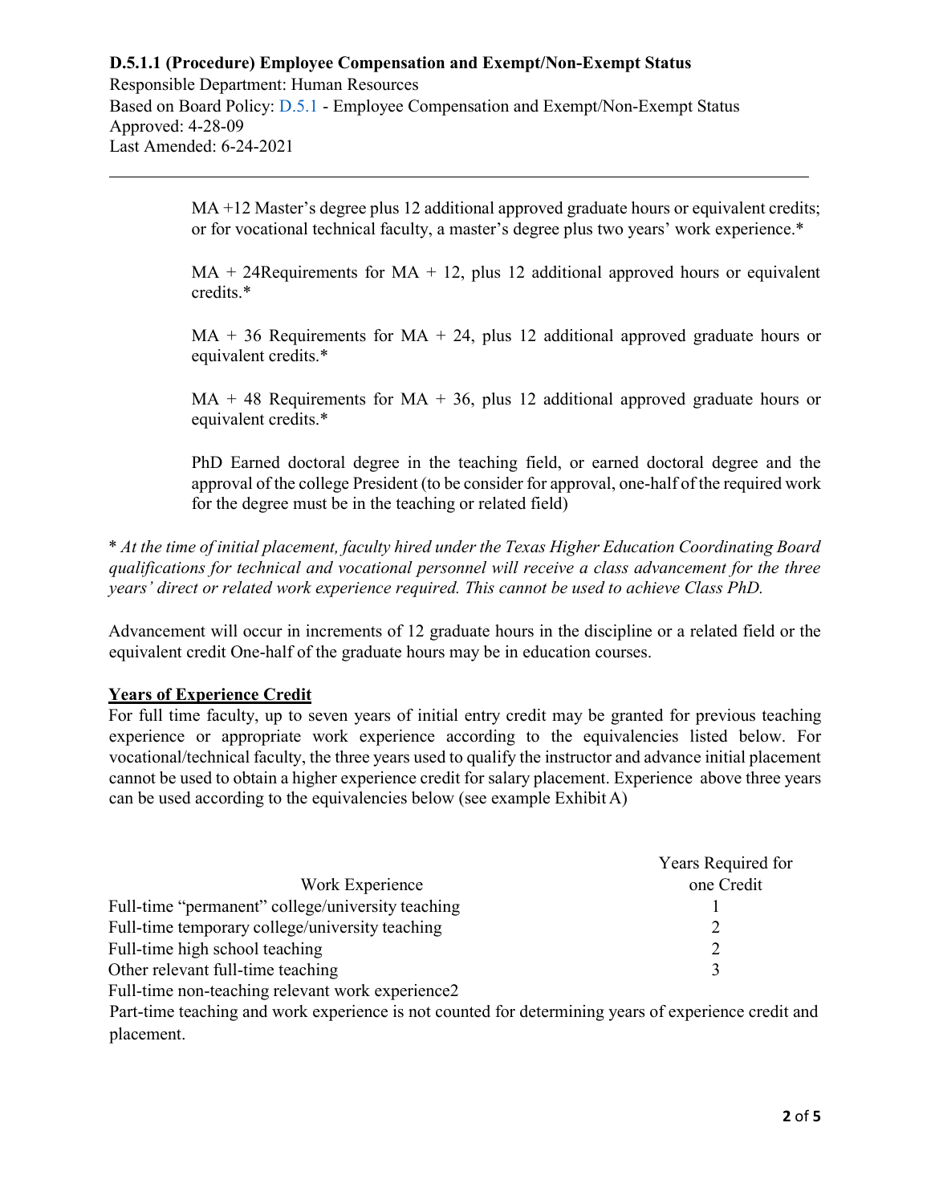**D.5.1.1 (Procedure) Employee Compensation and Exempt/Non-Exempt Status**
Responsible Department: Human Resources
Based on Board Policy: D.5.1 - Employee Compensation and Exempt/Non-Exempt Status
Approved: 4-28-09
Last Amended: 6-24-2021

---

MA +12 Master's degree plus 12 additional approved graduate hours or equivalent credits; or for vocational technical faculty, a master's degree plus two years' work experience.*

MA + 24Requirements for MA + 12, plus 12 additional approved hours or equivalent credits.*

MA + 36 Requirements for MA + 24, plus 12 additional approved graduate hours or equivalent credits.*

MA + 48 Requirements for MA + 36, plus 12 additional approved graduate hours or equivalent credits.*

PhD Earned doctoral degree in the teaching field, or earned doctoral degree and the approval of the college President (to be consider for approval, one-half of the required work for the degree must be in the teaching or related field)

\* *At the time of initial placement, faculty hired under the Texas Higher Education Coordinating Board qualifications for technical and vocational personnel will receive a class advancement for the three years' direct or related work experience required. This cannot be used to achieve Class PhD.*

Advancement will occur in increments of 12 graduate hours in the discipline or a related field or the equivalent credit One-half of the graduate hours may be in education courses.

**<u>Years of Experience Credit</u>**

For full time faculty, up to seven years of initial entry credit may be granted for previous teaching experience or appropriate work experience according to the equivalencies listed below. For vocational/technical faculty, the three years used to qualify the instructor and advance initial placement cannot be used to obtain a higher experience credit for salary placement. Experience above three years can be used according to the equivalencies below (see example Exhibit A)

| Work Experience | Years Required for one Credit |
|---|---|
| Full-time "permanent" college/university teaching | 1 |
| Full-time temporary college/university teaching | 2 |
| Full-time high school teaching | 2 |
| Other relevant full-time teaching | 3 |
| Full-time non-teaching relevant work experience | 2 |

Part-time teaching and work experience is not counted for determining years of experience credit and placement.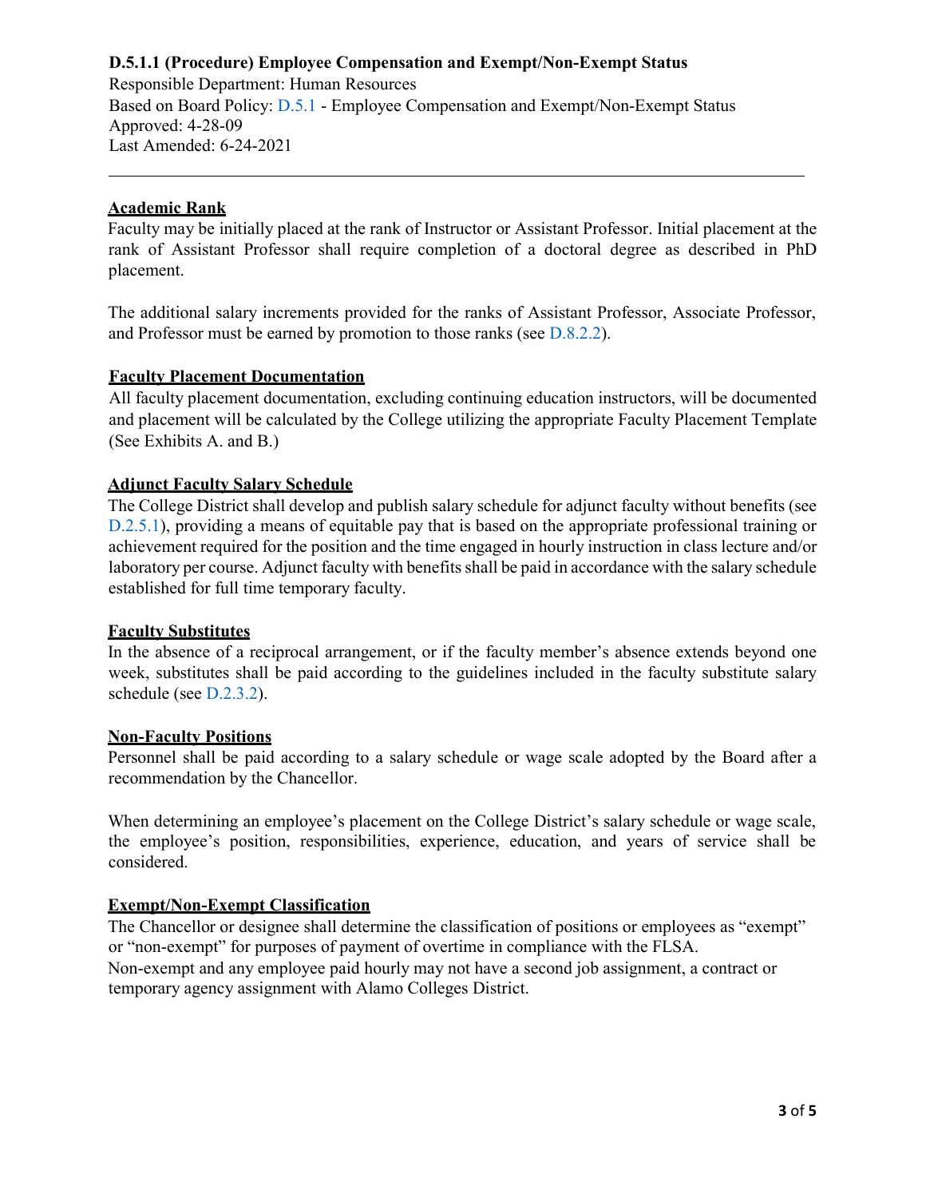**D.5.1.1 (Procedure) Employee Compensation and Exempt/Non-Exempt Status**
Responsible Department: Human Resources
Based on Board Policy: D.5.1 - Employee Compensation and Exempt/Non-Exempt Status
Approved: 4-28-09
Last Amended: 6-24-2021

---

**Academic Rank**

Faculty may be initially placed at the rank of Instructor or Assistant Professor. Initial placement at the rank of Assistant Professor shall require completion of a doctoral degree as described in PhD placement.

The additional salary increments provided for the ranks of Assistant Professor, Associate Professor, and Professor must be earned by promotion to those ranks (see D.8.2.2).

**Faculty Placement Documentation**

All faculty placement documentation, excluding continuing education instructors, will be documented and placement will be calculated by the College utilizing the appropriate Faculty Placement Template (See Exhibits A. and B.)

**Adjunct Faculty Salary Schedule**

The College District shall develop and publish salary schedule for adjunct faculty without benefits (see D.2.5.1), providing a means of equitable pay that is based on the appropriate professional training or achievement required for the position and the time engaged in hourly instruction in class lecture and/or laboratory per course. Adjunct faculty with benefits shall be paid in accordance with the salary schedule established for full time temporary faculty.

**Faculty Substitutes**

In the absence of a reciprocal arrangement, or if the faculty member's absence extends beyond one week, substitutes shall be paid according to the guidelines included in the faculty substitute salary schedule (see D.2.3.2).

**Non-Faculty Positions**

Personnel shall be paid according to a salary schedule or wage scale adopted by the Board after a recommendation by the Chancellor.

When determining an employee's placement on the College District's salary schedule or wage scale, the employee's position, responsibilities, experience, education, and years of service shall be considered.

**Exempt/Non-Exempt Classification**

The Chancellor or designee shall determine the classification of positions or employees as "exempt" or "non-exempt" for purposes of payment of overtime in compliance with the FLSA.
Non-exempt and any employee paid hourly may not have a second job assignment, a contract or temporary agency assignment with Alamo Colleges District.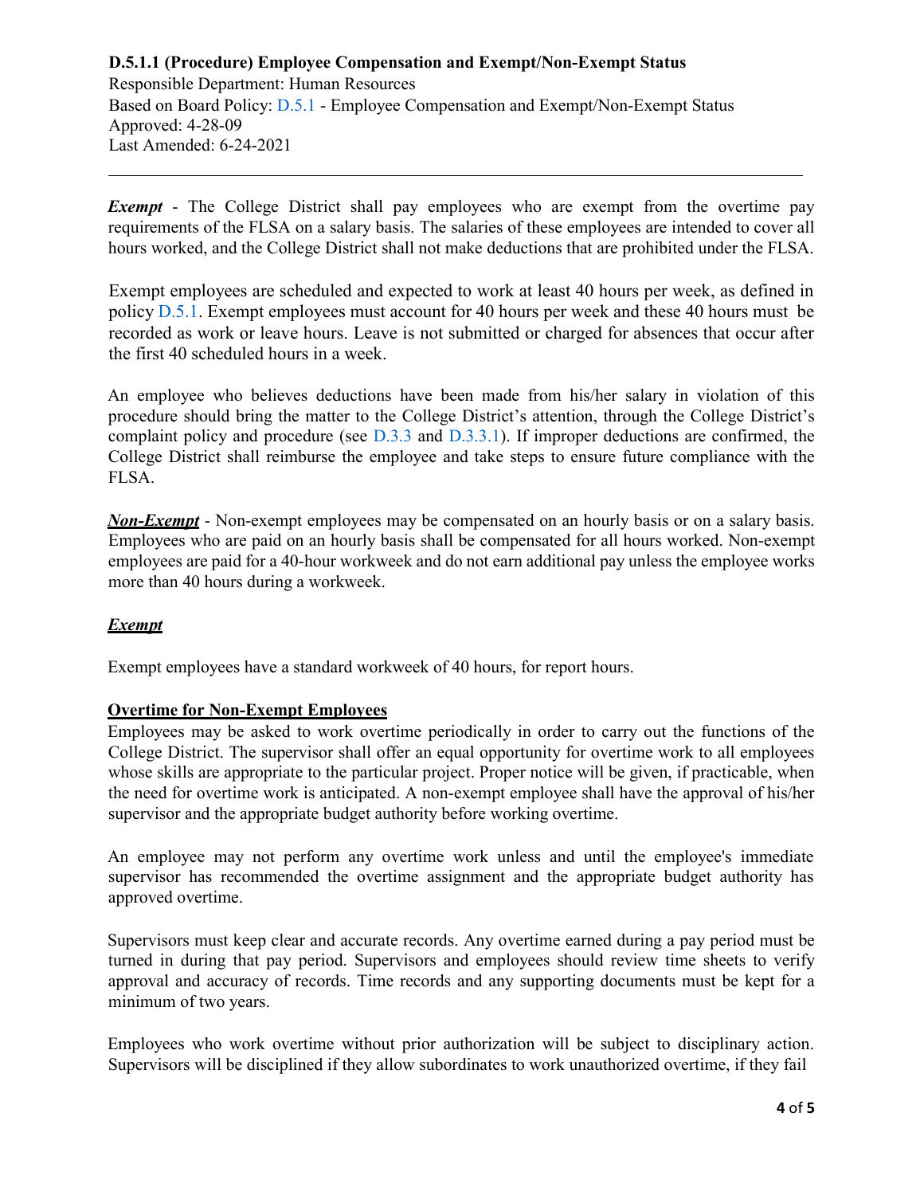**D.5.1.1 (Procedure) Employee Compensation and Exempt/Non-Exempt Status**
Responsible Department: Human Resources
Based on Board Policy: D.5.1 - Employee Compensation and Exempt/Non-Exempt Status
Approved: 4-28-09
Last Amended: 6-24-2021

---

***Exempt*** - The College District shall pay employees who are exempt from the overtime pay requirements of the FLSA on a salary basis. The salaries of these employees are intended to cover all hours worked, and the College District shall not make deductions that are prohibited under the FLSA.

Exempt employees are scheduled and expected to work at least 40 hours per week, as defined in policy D.5.1. Exempt employees must account for 40 hours per week and these 40 hours must be recorded as work or leave hours. Leave is not submitted or charged for absences that occur after the first 40 scheduled hours in a week.

An employee who believes deductions have been made from his/her salary in violation of this procedure should bring the matter to the College District's attention, through the College District's complaint policy and procedure (see D.3.3 and D.3.3.1). If improper deductions are confirmed, the College District shall reimburse the employee and take steps to ensure future compliance with the FLSA.

***<u>Non-Exempt</u>*** - Non-exempt employees may be compensated on an hourly basis or on a salary basis. Employees who are paid on an hourly basis shall be compensated for all hours worked. Non-exempt employees are paid for a 40-hour workweek and do not earn additional pay unless the employee works more than 40 hours during a workweek.

***<u>Exempt</u>***

Exempt employees have a standard workweek of 40 hours, for report hours.

**<u>Overtime for Non-Exempt Employees</u>**

Employees may be asked to work overtime periodically in order to carry out the functions of the College District. The supervisor shall offer an equal opportunity for overtime work to all employees whose skills are appropriate to the particular project. Proper notice will be given, if practicable, when the need for overtime work is anticipated. A non-exempt employee shall have the approval of his/her supervisor and the appropriate budget authority before working overtime.

An employee may not perform any overtime work unless and until the employee's immediate supervisor has recommended the overtime assignment and the appropriate budget authority has approved overtime.

Supervisors must keep clear and accurate records. Any overtime earned during a pay period must be turned in during that pay period. Supervisors and employees should review time sheets to verify approval and accuracy of records. Time records and any supporting documents must be kept for a minimum of two years.

Employees who work overtime without prior authorization will be subject to disciplinary action. Supervisors will be disciplined if they allow subordinates to work unauthorized overtime, if they fail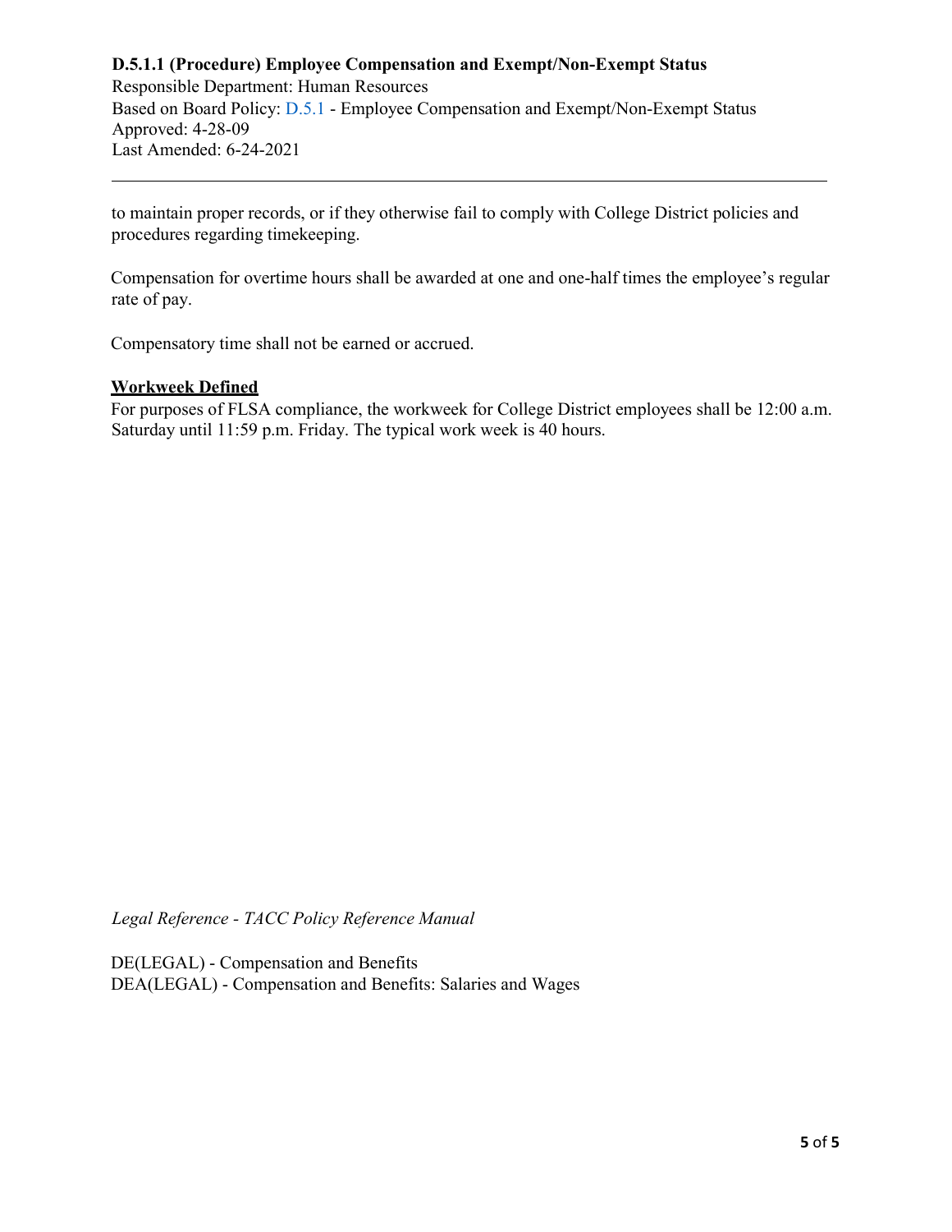to maintain proper records, or if they otherwise fail to comply with College District policies and procedures regarding timekeeping.

Compensation for overtime hours shall be awarded at one and one-half times the employee's regular rate of pay.

Compensatory time shall not be earned or accrued.

**Workweek Defined**

For purposes of FLSA compliance, the workweek for College District employees shall be 12:00 a.m. Saturday until 11:59 p.m. Friday. The typical work week is 40 hours.

*Legal Reference - TACC Policy Reference Manual*

DE(LEGAL) - Compensation and Benefits
DEA(LEGAL) - Compensation and Benefits: Salaries and Wages